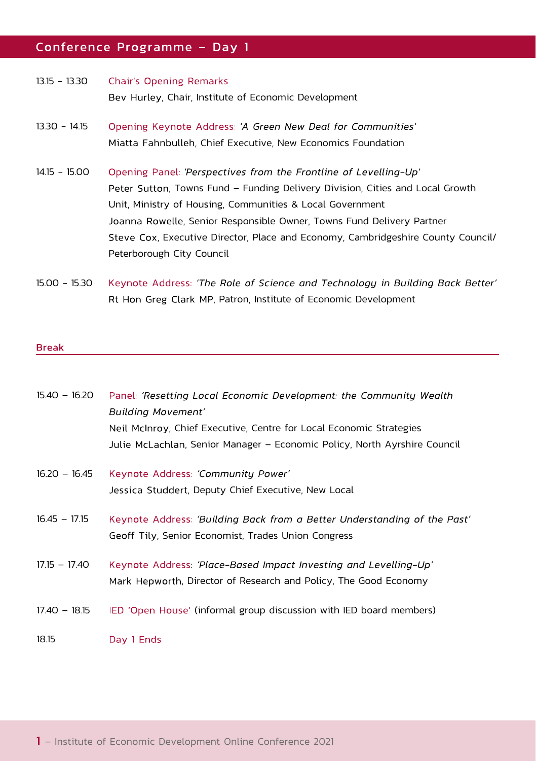## Conference Programme – Day 1

**13.15 - 13.30** Chair's Opening Remarks
Bev Hurley, Chair, Institute of Economic Development

**13.30 - 14.15** Opening Keynote Address: *'A Green New Deal for Communities'*
Miatta Fahnbulleh, Chief Executive, New Economics Foundation

**14.15 - 15.00** Opening Panel: *'Perspectives from the Frontline of Levelling-Up'*
Peter Sutton, Towns Fund – Funding Delivery Division, Cities and Local Growth Unit, Ministry of Housing, Communities & Local Government
Joanna Rowelle, Senior Responsible Owner, Towns Fund Delivery Partner
Steve Cox, Executive Director, Place and Economy, Cambridgeshire County Council/ Peterborough City Council

**15.00 - 15.30** Keynote Address: *'The Role of Science and Technology in Building Back Better'*
Rt Hon Greg Clark MP, Patron, Institute of Economic Development

### Break

**15.40 – 16.20** Panel: *'Resetting Local Economic Development: the Community Wealth Building Movement'*
Neil McInroy, Chief Executive, Centre for Local Economic Strategies
Julie McLachlan, Senior Manager – Economic Policy, North Ayrshire Council

**16.20 – 16.45** Keynote Address: *'Community Power'*
Jessica Studdert, Deputy Chief Executive, New Local

**16.45 – 17.15** Keynote Address: *'Building Back from a Better Understanding of the Past'*
Geoff Tily, Senior Economist, Trades Union Congress

**17.15 – 17.40** Keynote Address: *'Place-Based Impact Investing and Levelling-Up'*
Mark Hepworth, Director of Research and Policy, The Good Economy

**17.40 – 18.15** IED 'Open House' (informal group discussion with IED board members)

**18.15** Day 1 Ends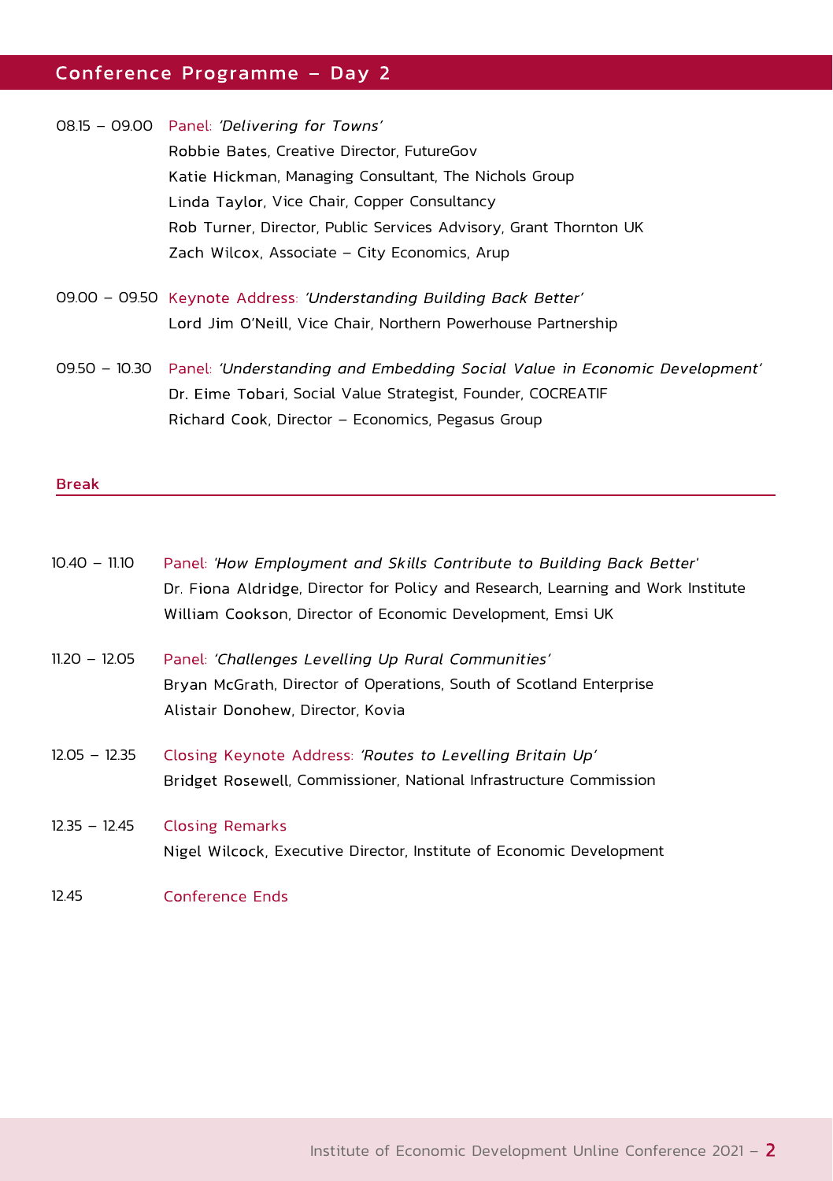## Conference Programme – Day 2

08.15 – 09.00 Panel: *'Delivering for Towns'*
Robbie Bates, Creative Director, FutureGov
Katie Hickman, Managing Consultant, The Nichols Group
Linda Taylor, Vice Chair, Copper Consultancy
Rob Turner, Director, Public Services Advisory, Grant Thornton UK
Zach Wilcox, Associate – City Economics, Arup

09.00 – 09.50 Keynote Address: *'Understanding Building Back Better'*
Lord Jim O'Neill, Vice Chair, Northern Powerhouse Partnership

09.50 – 10.30 Panel: *'Understanding and Embedding Social Value in Economic Development'*
Dr. Eime Tobari, Social Value Strategist, Founder, COCREATIF
Richard Cook, Director – Economics, Pegasus Group

### Break

10.40 – 11.10 Panel: *'How Employment and Skills Contribute to Building Back Better'*
Dr. Fiona Aldridge, Director for Policy and Research, Learning and Work Institute
William Cookson, Director of Economic Development, Emsi UK

11.20 – 12.05 Panel: *'Challenges Levelling Up Rural Communities'*
Bryan McGrath, Director of Operations, South of Scotland Enterprise
Alistair Donohew, Director, Kovia

12.05 – 12.35 Closing Keynote Address: *'Routes to Levelling Britain Up'*
Bridget Rosewell, Commissioner, National Infrastructure Commission

12.35 – 12.45 Closing Remarks
Nigel Wilcock, Executive Director, Institute of Economic Development

12.45 Conference Ends